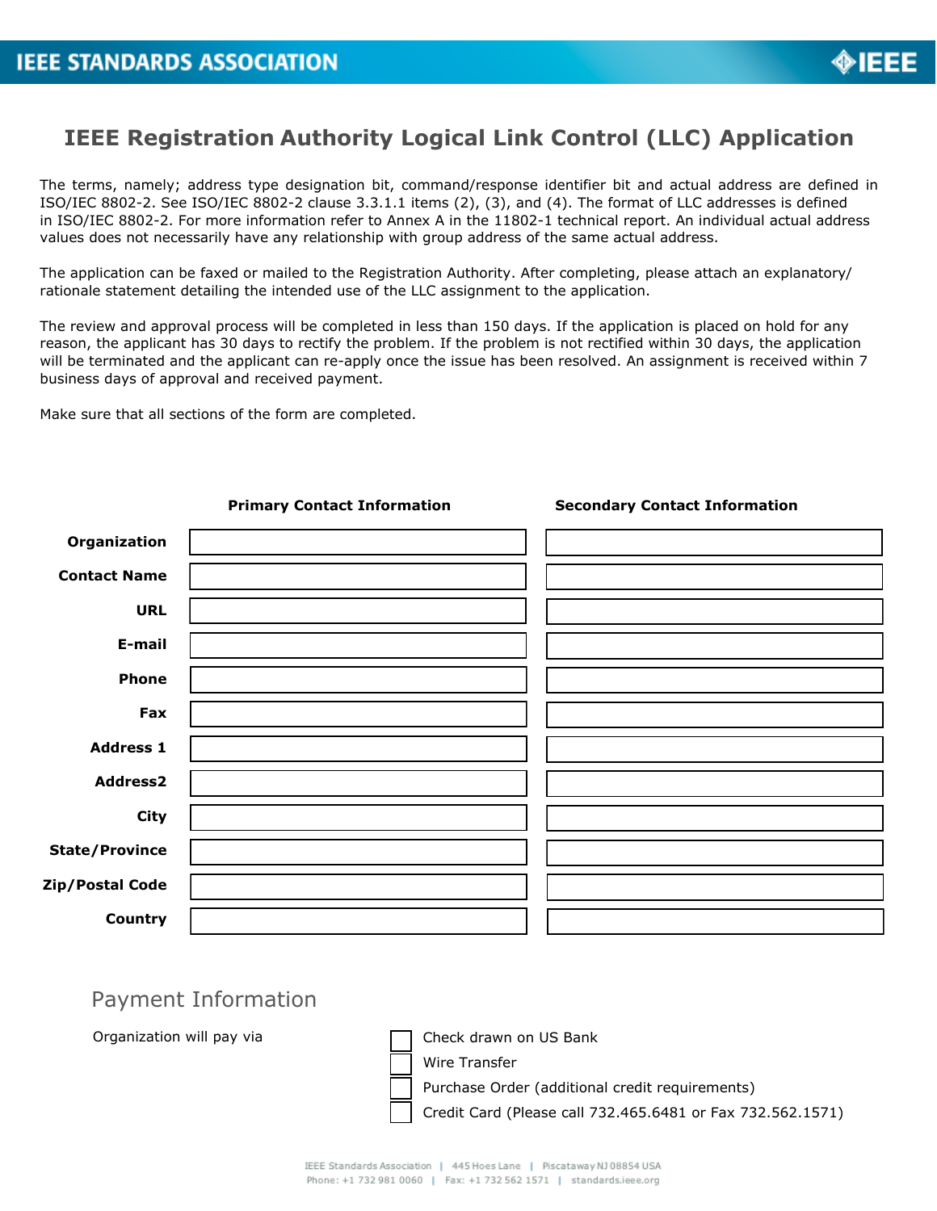# IEEE Registration Authority Logical Link Control (LLC) Application

The terms, namely; address type designation bit, command/response identifier bit and actual address are defined in ISO/IEC 8802-2. See ISO/IEC 8802-2 clause 3.3.1.1 items (2), (3), and (4). The format of LLC addresses is defined in ISO/IEC 8802-2. For more information refer to Annex A in the 11802-1 technical report. An individual actual address values does not necessarily have any relationship with group address of the same actual address.

The application can be faxed or mailed to the Registration Authority. After completing, please attach an explanatory/ rationale statement detailing the intended use of the LLC assignment to the application.

The review and approval process will be completed in less than 150 days. If the application is placed on hold for any reason, the applicant has 30 days to rectify the problem. If the problem is not rectified within 30 days, the application will be terminated and the applicant can re-apply once the issue has been resolved. An assignment is received within 7 business days of approval and received payment.

Make sure that all sections of the form are completed.

| | **Primary Contact Information** | **Secondary Contact Information** |
|---|---|---|
| **Organization** | | |
| **Contact Name** | | |
| **URL** | | |
| **E-mail** | | |
| **Phone** | | |
| **Fax** | | |
| **Address 1** | | |
| **Address2** | | |
| **City** | | |
| **State/Province** | | |
| **Zip/Postal Code** | | |
| **Country** | | |

## Payment Information

Organization will pay via

- ☐ Check drawn on US Bank
- ☐ Wire Transfer
- ☐ Purchase Order (additional credit requirements)
- ☐ Credit Card (Please call 732.465.6481 or Fax 732.562.1571)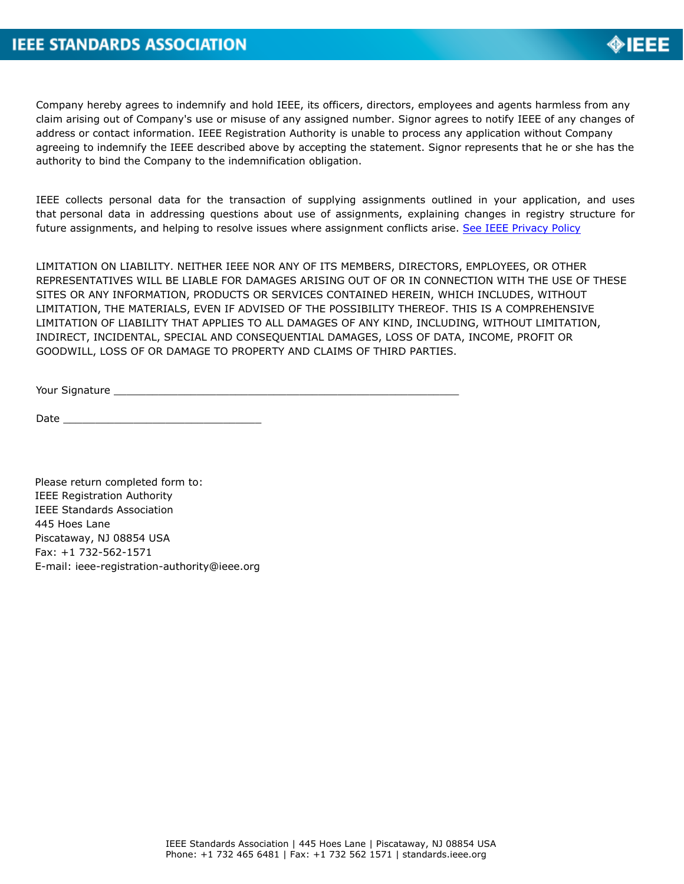Company hereby agrees to indemnify and hold IEEE, its officers, directors, employees and agents harmless from any claim arising out of Company's use or misuse of any assigned number. Signor agrees to notify IEEE of any changes of address or contact information. IEEE Registration Authority is unable to process any application without Company agreeing to indemnify the IEEE described above by accepting the statement. Signor represents that he or she has the authority to bind the Company to the indemnification obligation.

IEEE collects personal data for the transaction of supplying assignments outlined in your application, and uses that personal data in addressing questions about use of assignments, explaining changes in registry structure for future assignments, and helping to resolve issues where assignment conflicts arise. See IEEE Privacy Policy

LIMITATION ON LIABILITY. NEITHER IEEE NOR ANY OF ITS MEMBERS, DIRECTORS, EMPLOYEES, OR OTHER REPRESENTATIVES WILL BE LIABLE FOR DAMAGES ARISING OUT OF OR IN CONNECTION WITH THE USE OF THESE SITES OR ANY INFORMATION, PRODUCTS OR SERVICES CONTAINED HEREIN, WHICH INCLUDES, WITHOUT LIMITATION, THE MATERIALS, EVEN IF ADVISED OF THE POSSIBILITY THEREOF. THIS IS A COMPREHENSIVE LIMITATION OF LIABILITY THAT APPLIES TO ALL DAMAGES OF ANY KIND, INCLUDING, WITHOUT LIMITATION, INDIRECT, INCIDENTAL, SPECIAL AND CONSEQUENTIAL DAMAGES, LOSS OF DATA, INCOME, PROFIT OR GOODWILL, LOSS OF OR DAMAGE TO PROPERTY AND CLAIMS OF THIRD PARTIES.

Your Signature ________________________________________________

Date ___________________________

Please return completed form to:
IEEE Registration Authority
IEEE Standards Association
445 Hoes Lane
Piscataway, NJ 08854 USA
Fax: +1 732-562-1571
E-mail: ieee-registration-authority@ieee.org